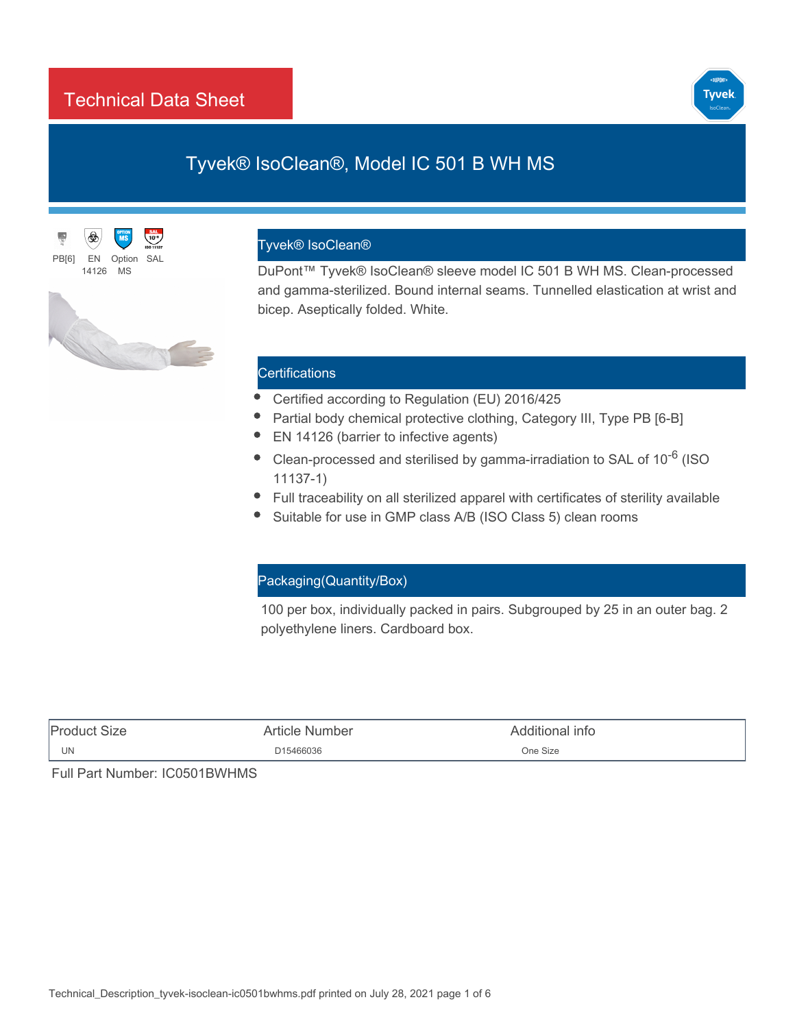# Technical Data Sheet

## Tyvek® IsoClean®, Model IC 501 B WH MS

PB[6] | EN 14126 | Option MS | SAL

### Tyvek® IsoClean®

DuPont™ Tyvek® IsoClean® sleeve model IC 501 B WH MS. Clean-processed and gamma-sterilized. Bound internal seams. Tunnelled elastication at wrist and bicep. Aseptically folded. White.

### Certifications

- Certified according to Regulation (EU) 2016/425
- Partial body chemical protective clothing, Category III, Type PB [6-B]
- EN 14126 (barrier to infective agents)
- Clean-processed and sterilised by gamma-irradiation to SAL of $10^{-6}$ (ISO 11137-1)
- Full traceability on all sterilized apparel with certificates of sterility available
- Suitable for use in GMP class A/B (ISO Class 5) clean rooms

### Packaging(Quantity/Box)

100 per box, individually packed in pairs. Subgrouped by 25 in an outer bag. 2 polyethylene liners. Cardboard box.

| Product Size | Article Number | Additional info |
|---|---|---|
| UN | D15466036 | One Size |

Full Part Number: IC0501BWHMS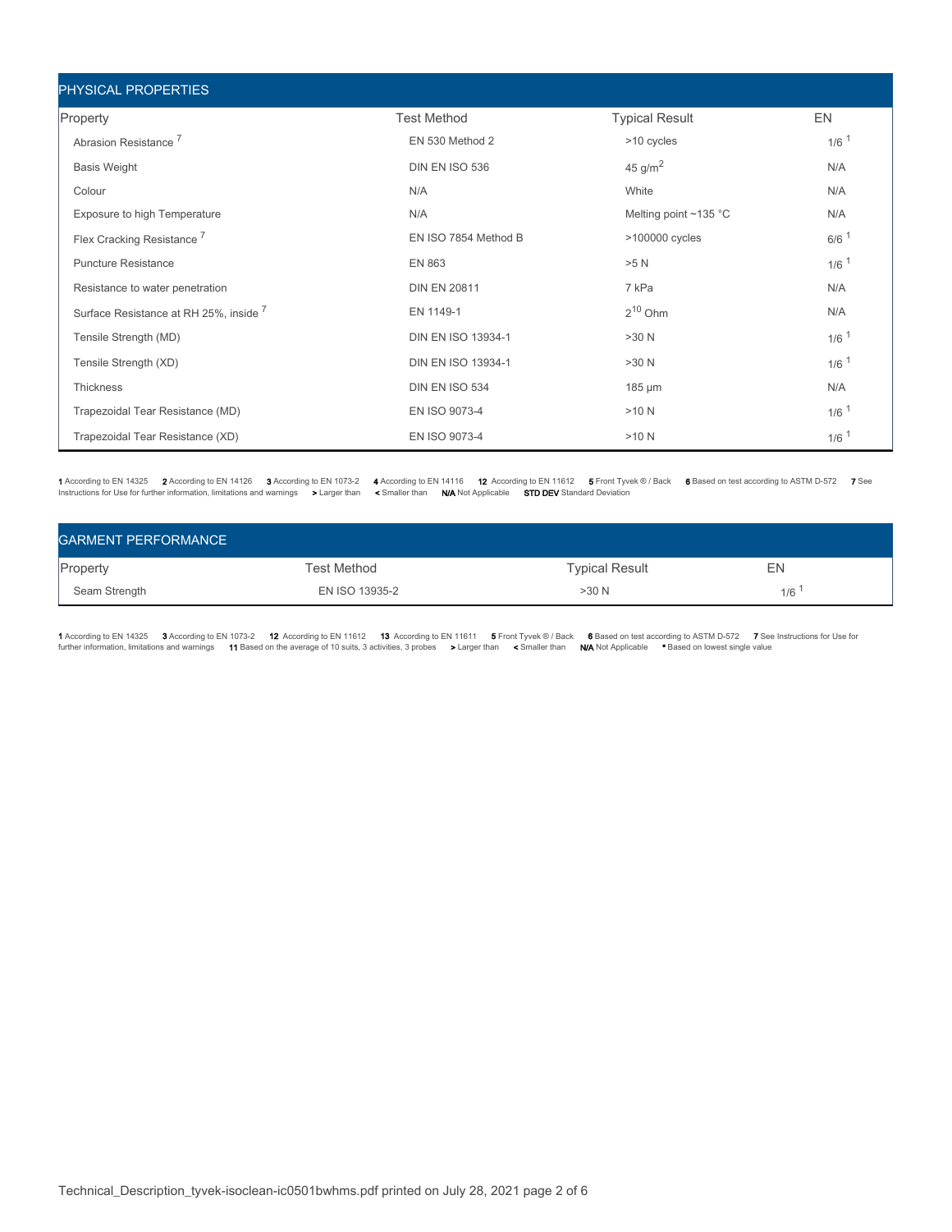## PHYSICAL PROPERTIES

| Property | Test Method | Typical Result | EN |
|---|---|---|---|
| Abrasion Resistance [7] | EN 530 Method 2 | >10 cycles | 1/6 [1] |
| Basis Weight | DIN EN ISO 536 | 45 g/m$^2$ | N/A |
| Colour | N/A | White | N/A |
| Exposure to high Temperature | N/A | Melting point ~135 °C | N/A |
| Flex Cracking Resistance [7] | EN ISO 7854 Method B | >100000 cycles | 6/6 [1] |
| Puncture Resistance | EN 863 | >5 N | 1/6 [1] |
| Resistance to water penetration | DIN EN 20811 | 7 kPa | N/A |
| Surface Resistance at RH 25%, inside [7] | EN 1149-1 | $2^{10}$ Ohm | N/A |
| Tensile Strength (MD) | DIN EN ISO 13934-1 | >30 N | 1/6 [1] |
| Tensile Strength (XD) | DIN EN ISO 13934-1 | >30 N | 1/6 [1] |
| Thickness | DIN EN ISO 534 | 185 µm | N/A |
| Trapezoidal Tear Resistance (MD) | EN ISO 9073-4 | >10 N | 1/6 [1] |
| Trapezoidal Tear Resistance (XD) | EN ISO 9073-4 | >10 N | 1/6 [1] |

**1** According to EN 14325 **2** According to EN 14126 **3** According to EN 1073-2 **4** According to EN 14116 **12** According to EN 11612 **5** Front Tyvek ® / Back **6** Based on test according to ASTM D-572 **7** See Instructions for Use for further information, limitations and warnings **>** Larger than **<** Smaller than **N/A** Not Applicable **STD DEV** Standard Deviation

## GARMENT PERFORMANCE

| Property | Test Method | Typical Result | EN |
|---|---|---|---|
| Seam Strength | EN ISO 13935-2 | >30 N | 1/6 [1] |

**1** According to EN 14325 **3** According to EN 1073-2 **12** According to EN 11612 **13** According to EN 11611 **5** Front Tyvek ® / Back **6** Based on test according to ASTM D-572 **7** See Instructions for Use for further information, limitations and warnings **11** Based on the average of 10 suits, 3 activities, 3 probes **>** Larger than **<** Smaller than **N/A** Not Applicable **•** Based on lowest single value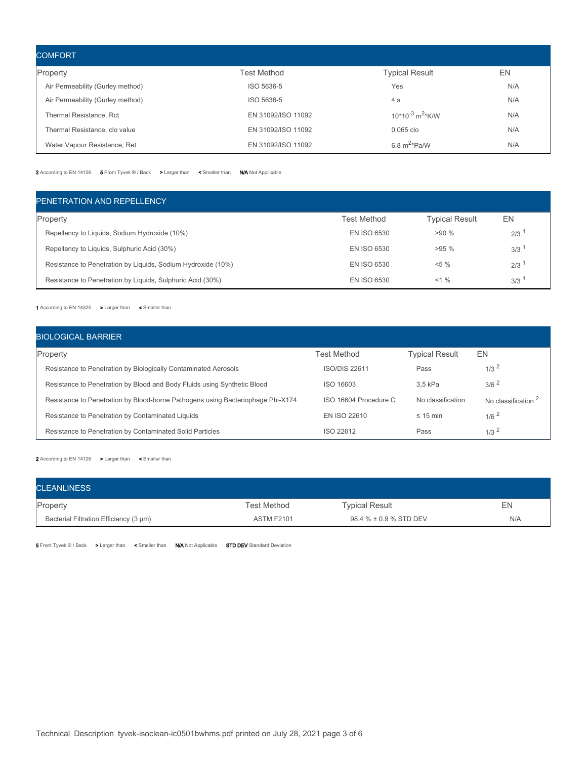## COMFORT

| Property | Test Method | Typical Result | EN |
|---|---|---|---|
| Air Permeability (Gurley method) | ISO 5636-5 | Yes | N/A |
| Air Permeability (Gurley method) | ISO 5636-5 | 4 s | N/A |
| Thermal Resistance, Rct | EN 31092/ISO 11092 | $10*10^{-3}$ $m^2$*K/W | N/A |
| Thermal Resistance, clo value | EN 31092/ISO 11092 | 0.065 clo | N/A |
| Water Vapour Resistance, Ret | EN 31092/ISO 11092 | 6.8 $m^2$*Pa/W | N/A |

**2** According to EN 14126 **5** Front Tyvek ® / Back **>** Larger than **<** Smaller than **N/A** Not Applicable

## PENETRATION AND REPELLENCY

| Property | Test Method | Typical Result | EN |
|---|---|---|---|
| Repellency to Liquids, Sodium Hydroxide (10%) | EN ISO 6530 | >90 % | 2/3 [1] |
| Repellency to Liquids, Sulphuric Acid (30%) | EN ISO 6530 | >95 % | 3/3 [1] |
| Resistance to Penetration by Liquids, Sodium Hydroxide (10%) | EN ISO 6530 | <5 % | 2/3 [1] |
| Resistance to Penetration by Liquids, Sulphuric Acid (30%) | EN ISO 6530 | <1 % | 3/3 [1] |

**1** According to EN 14325 **>** Larger than **<** Smaller than

## BIOLOGICAL BARRIER

| Property | Test Method | Typical Result | EN |
|---|---|---|---|
| Resistance to Penetration by Biologically Contaminated Aerosols | ISO/DIS 22611 | Pass | 1/3 [2] |
| Resistance to Penetration by Blood and Body Fluids using Synthetic Blood | ISO 16603 | 3,5 kPa | 3/6 [2] |
| Resistance to Penetration by Blood-borne Pathogens using Bacteriophage Phi-X174 | ISO 16604 Procedure C | No classification | No classification [2] |
| Resistance to Penetration by Contaminated Liquids | EN ISO 22610 | ≤ 15 min | 1/6 [2] |
| Resistance to Penetration by Contaminated Solid Particles | ISO 22612 | Pass | 1/3 [2] |

**2** According to EN 14126 **>** Larger than **<** Smaller than

## CLEANLINESS

| Property | Test Method | Typical Result | EN |
|---|---|---|---|
| Bacterial Filtration Efficiency (3 µm) | ASTM F2101 | 98.4 % ± 0.9 % STD DEV | N/A |

**5** Front Tyvek ® / Back **>** Larger than **<** Smaller than **N/A** Not Applicable **STD DEV** Standard Deviation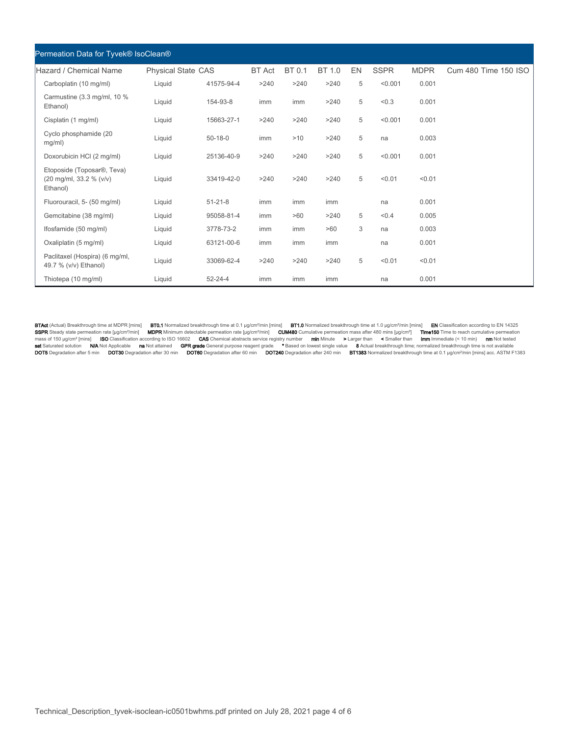## Permeation Data for Tyvek® IsoClean®

| Hazard / Chemical Name | Physical State | CAS | BT Act | BT 0.1 | BT 1.0 | EN | SSPR | MDPR | Cum 480 | Time 150 | ISO |
|---|---|---|---|---|---|---|---|---|---|---|---|
| Carboplatin (10 mg/ml) | Liquid | 41575-94-4 | >240 | >240 | >240 | 5 | <0.001 | 0.001 | | | |
| Carmustine (3.3 mg/ml, 10 % Ethanol) | Liquid | 154-93-8 | imm | imm | >240 | 5 | <0.3 | 0.001 | | | |
| Cisplatin (1 mg/ml) | Liquid | 15663-27-1 | >240 | >240 | >240 | 5 | <0.001 | 0.001 | | | |
| Cyclo phosphamide (20 mg/ml) | Liquid | 50-18-0 | imm | >10 | >240 | 5 | na | 0.003 | | | |
| Doxorubicin HCl (2 mg/ml) | Liquid | 25136-40-9 | >240 | >240 | >240 | 5 | <0.001 | 0.001 | | | |
| Etoposide (Toposar®, Teva) (20 mg/ml, 33.2 % (v/v) Ethanol) | Liquid | 33419-42-0 | >240 | >240 | >240 | 5 | <0.01 | <0.01 | | | |
| Fluorouracil, 5- (50 mg/ml) | Liquid | 51-21-8 | imm | imm | imm | | na | 0.001 | | | |
| Gemcitabine (38 mg/ml) | Liquid | 95058-81-4 | imm | >60 | >240 | 5 | <0.4 | 0.005 | | | |
| Ifosfamide (50 mg/ml) | Liquid | 3778-73-2 | imm | imm | >60 | 3 | na | 0.003 | | | |
| Oxaliplatin (5 mg/ml) | Liquid | 63121-00-6 | imm | imm | imm | | na | 0.001 | | | |
| Paclitaxel (Hospira) (6 mg/ml, 49.7 % (v/v) Ethanol) | Liquid | 33069-62-4 | >240 | >240 | >240 | 5 | <0.01 | <0.01 | | | |
| Thiotepa (10 mg/ml) | Liquid | 52-24-4 | imm | imm | imm | | na | 0.001 | | | |

**BTAct** (Actual) Breakthrough time at MDPR [mins] **BT0.1** Normalized breakthrough time at 0.1 µg/cm²/min [mins] **BT1.0** Normalized breakthrough time at 1.0 µg/cm²/min [mins] **EN** Classification according to EN 14325 **SSPR** Steady state permeation rate [µg/cm²/min] **MDPR** Minimum detectable permeation rate [µg/cm²/min] **CUM480** Cumulative permeation mass after 480 mins [µg/cm²] **Time150** Time to reach cumulative permeation mass of 150 µg/cm² [mins] **ISO** Classification according to ISO 16602 **CAS** Chemical abstracts service registry number **min** Minute **>** Larger than **<** Smaller than **imm** Immediate (< 10 min) **nm** Not tested **sat** Saturated solution **N/A** Not Applicable **na** Not attained **GPR grade** General purpose reagent grade **\*** Based on lowest single value **8** Actual breakthrough time; normalized breakthrough time is not available **DOT5** Degradation after 5 min **DOT30** Degradation after 30 min **DOT60** Degradation after 60 min **DOT240** Degradation after 240 min **BT1383** Normalized breakthrough time at 0.1 µg/cm²/min [mins] acc. ASTM F1383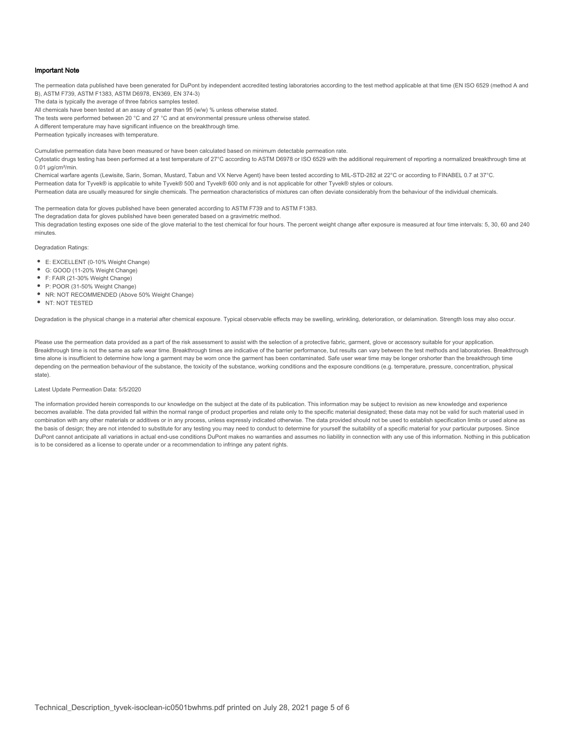### Important Note

The permeation data published have been generated for DuPont by independent accredited testing laboratories according to the test method applicable at that time (EN ISO 6529 (method A and B), ASTM F739, ASTM F1383, ASTM D6978, EN369, EN 374-3)

The data is typically the average of three fabrics samples tested.

All chemicals have been tested at an assay of greater than 95 (w/w) % unless otherwise stated.

The tests were performed between 20 °C and 27 °C and at environmental pressure unless otherwise stated.

A different temperature may have significant influence on the breakthrough time.

Permeation typically increases with temperature.

Cumulative permeation data have been measured or have been calculated based on minimum detectable permeation rate.

Cytostatic drugs testing has been performed at a test temperature of 27°C according to ASTM D6978 or ISO 6529 with the additional requirement of reporting a normalized breakthrough time at 0.01 µg/cm²/min.

Chemical warfare agents (Lewisite, Sarin, Soman, Mustard, Tabun and VX Nerve Agent) have been tested according to MIL-STD-282 at 22°C or according to FINABEL 0.7 at 37°C.

Permeation data for Tyvek® is applicable to white Tyvek® 500 and Tyvek® 600 only and is not applicable for other Tyvek® styles or colours.

Permeation data are usually measured for single chemicals. The permeation characteristics of mixtures can often deviate considerably from the behaviour of the individual chemicals.

The permeation data for gloves published have been generated according to ASTM F739 and to ASTM F1383.

The degradation data for gloves published have been generated based on a gravimetric method.

This degradation testing exposes one side of the glove material to the test chemical for four hours. The percent weight change after exposure is measured at four time intervals: 5, 30, 60 and 240 minutes.

Degradation Ratings:

- E: EXCELLENT (0-10% Weight Change)
- G: GOOD (11-20% Weight Change)
- F: FAIR (21-30% Weight Change)
- P: POOR (31-50% Weight Change)
- NR: NOT RECOMMENDED (Above 50% Weight Change)
- NT: NOT TESTED

Degradation is the physical change in a material after chemical exposure. Typical observable effects may be swelling, wrinkling, deterioration, or delamination. Strength loss may also occur.

Please use the permeation data provided as a part of the risk assessment to assist with the selection of a protective fabric, garment, glove or accessory suitable for your application. Breakthrough time is not the same as safe wear time. Breakthrough times are indicative of the barrier performance, but results can vary between the test methods and laboratories. Breakthrough time alone is insufficient to determine how long a garment may be worn once the garment has been contaminated. Safe user wear time may be longer orshorter than the breakthrough time depending on the permeation behaviour of the substance, the toxicity of the substance, working conditions and the exposure conditions (e.g. temperature, pressure, concentration, physical state).

Latest Update Permeation Data: 5/5/2020

The information provided herein corresponds to our knowledge on the subject at the date of its publication. This information may be subject to revision as new knowledge and experience becomes available. The data provided fall within the normal range of product properties and relate only to the specific material designated; these data may not be valid for such material used in combination with any other materials or additives or in any process, unless expressly indicated otherwise. The data provided should not be used to establish specification limits or used alone as the basis of design; they are not intended to substitute for any testing you may need to conduct to determine for yourself the suitability of a specific material for your particular purposes. Since DuPont cannot anticipate all variations in actual end-use conditions DuPont makes no warranties and assumes no liability in connection with any use of this information. Nothing in this publication is to be considered as a license to operate under or a recommendation to infringe any patent rights.